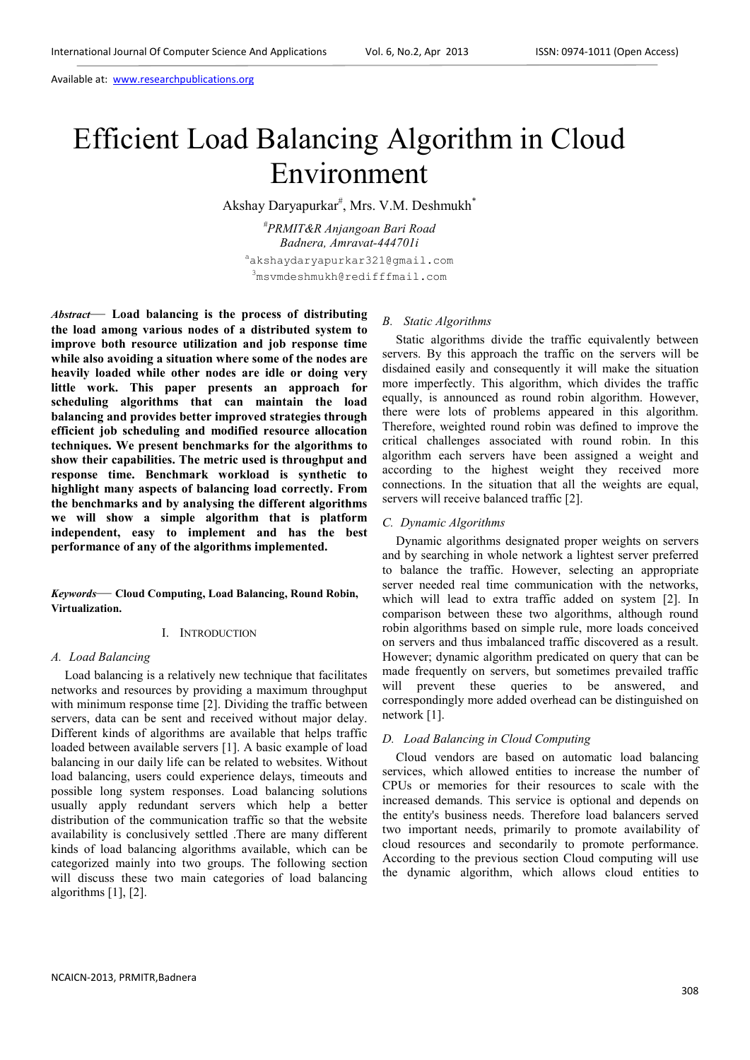Available at: www.researchpublications.org

# Efficient Load Balancing Algorithm in Cloud Environment

Akshay Daryapurkar[#], Mrs. V.M. Deshmukh[*]

[#]PRMIT&R Anjangoan Bari Road
Badnera, Amravat-444701i

[a]akshaydaryapurkar321@gmail.com
[3]msvmdeshmukh@rediffmail.com

***Abstract*— Load balancing is the process of distributing the load among various nodes of a distributed system to improve both resource utilization and job response time while also avoiding a situation where some of the nodes are heavily loaded while other nodes are idle or doing very little work. This paper presents an approach for scheduling algorithms that can maintain the load balancing and provides better improved strategies through efficient job scheduling and modified resource allocation techniques. We present benchmarks for the algorithms to show their capabilities. The metric used is throughput and response time. Benchmark workload is synthetic to highlight many aspects of balancing load correctly. From the benchmarks and by analysing the different algorithms we will show a simple algorithm that is platform independent, easy to implement and has the best performance of any of the algorithms implemented.**

***Keywords*— Cloud Computing, Load Balancing, Round Robin, Virtualization.**

## I. Introduction

### A. Load Balancing

Load balancing is a relatively new technique that facilitates networks and resources by providing a maximum throughput with minimum response time [2]. Dividing the traffic between servers, data can be sent and received without major delay. Different kinds of algorithms are available that helps traffic loaded between available servers [1]. A basic example of load balancing in our daily life can be related to websites. Without load balancing, users could experience delays, timeouts and possible long system responses. Load balancing solutions usually apply redundant servers which help a better distribution of the communication traffic so that the website availability is conclusively settled .There are many different kinds of load balancing algorithms available, which can be categorized mainly into two groups. The following section will discuss these two main categories of load balancing algorithms [1], [2].

### B. Static Algorithms

Static algorithms divide the traffic equivalently between servers. By this approach the traffic on the servers will be disdained easily and consequently it will make the situation more imperfectly. This algorithm, which divides the traffic equally, is announced as round robin algorithm. However, there were lots of problems appeared in this algorithm. Therefore, weighted round robin was defined to improve the critical challenges associated with round robin. In this algorithm each servers have been assigned a weight and according to the highest weight they received more connections. In the situation that all the weights are equal, servers will receive balanced traffic [2].

### C. Dynamic Algorithms

Dynamic algorithms designated proper weights on servers and by searching in whole network a lightest server preferred to balance the traffic. However, selecting an appropriate server needed real time communication with the networks, which will lead to extra traffic added on system [2]. In comparison between these two algorithms, although round robin algorithms based on simple rule, more loads conceived on servers and thus imbalanced traffic discovered as a result. However; dynamic algorithm predicated on query that can be made frequently on servers, but sometimes prevailed traffic will prevent these queries to be answered, and correspondingly more added overhead can be distinguished on network [1].

### D. Load Balancing in Cloud Computing

Cloud vendors are based on automatic load balancing services, which allowed entities to increase the number of CPUs or memories for their resources to scale with the increased demands. This service is optional and depends on the entity's business needs. Therefore load balancers served two important needs, primarily to promote availability of cloud resources and secondarily to promote performance. According to the previous section Cloud computing will use the dynamic algorithm, which allows cloud entities to

NCAICN-2013, PRMITR,Badnera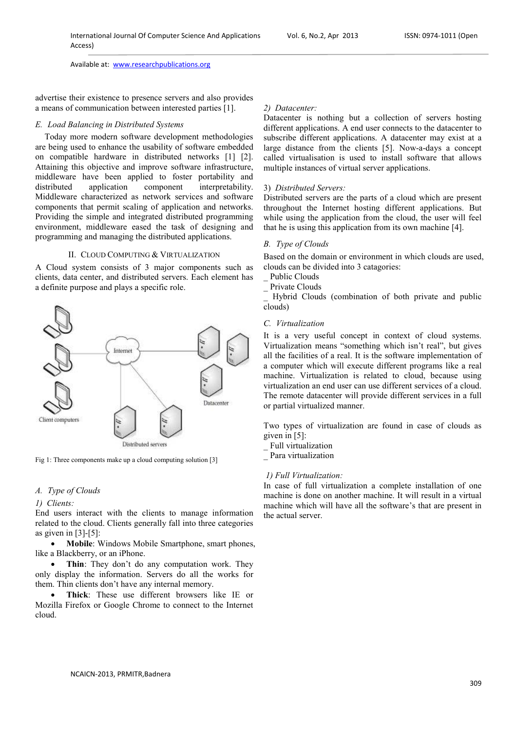advertise their existence to presence servers and also provides a means of communication between interested parties [1].

### E. Load Balancing in Distributed Systems

Today more modern software development methodologies are being used to enhance the usability of software embedded on compatible hardware in distributed networks [1] [2]. Attaining this objective and improve software infrastructure, middleware have been applied to foster portability and distributed application component interpretability. Middleware characterized as network services and software components that permit scaling of application and networks. Providing the simple and integrated distributed programming environment, middleware eased the task of designing and programming and managing the distributed applications.

## II. Cloud Computing & Virtualization

A Cloud system consists of 3 major components such as clients, data center, and distributed servers. Each element has a definite purpose and plays a specific role.

Fig 1: Three components make up a cloud computing solution [3]

### A. Type of Clouds

#### 1) Clients:

End users interact with the clients to manage information related to the cloud. Clients generally fall into three categories as given in [3]-[5]:

- **Mobile**: Windows Mobile Smartphone, smart phones, like a Blackberry, or an iPhone.
- **Thin**: They don't do any computation work. They only display the information. Servers do all the works for them. Thin clients don't have any internal memory.
- **Thick**: These use different browsers like IE or Mozilla Firefox or Google Chrome to connect to the Internet cloud.

#### 2) Datacenter:

Datacenter is nothing but a collection of servers hosting different applications. A end user connects to the datacenter to subscribe different applications. A datacenter may exist at a large distance from the clients [5]. Now-a-days a concept called virtualisation is used to install software that allows multiple instances of virtual server applications.

#### 3) Distributed Servers:

Distributed servers are the parts of a cloud which are present throughout the Internet hosting different applications. But while using the application from the cloud, the user will feel that he is using this application from its own machine [4].

### B. Type of Clouds

Based on the domain or environment in which clouds are used, clouds can be divided into 3 catagories:

_ Public Clouds
_ Private Clouds
_ Hybrid Clouds (combination of both private and public clouds)

### C. Virtualization

It is a very useful concept in context of cloud systems. Virtualization means "something which isn't real", but gives all the facilities of a real. It is the software implementation of a computer which will execute different programs like a real machine. Virtualization is related to cloud, because using virtualization an end user can use different services of a cloud. The remote datacenter will provide different services in a full or partial virtualized manner.

Two types of virtualization are found in case of clouds as given in [5]:

_ Full virtualization
_ Para virtualization

#### 1) Full Virtualization:

In case of full virtualization a complete installation of one machine is done on another machine. It will result in a virtual machine which will have all the software's that are present in the actual server.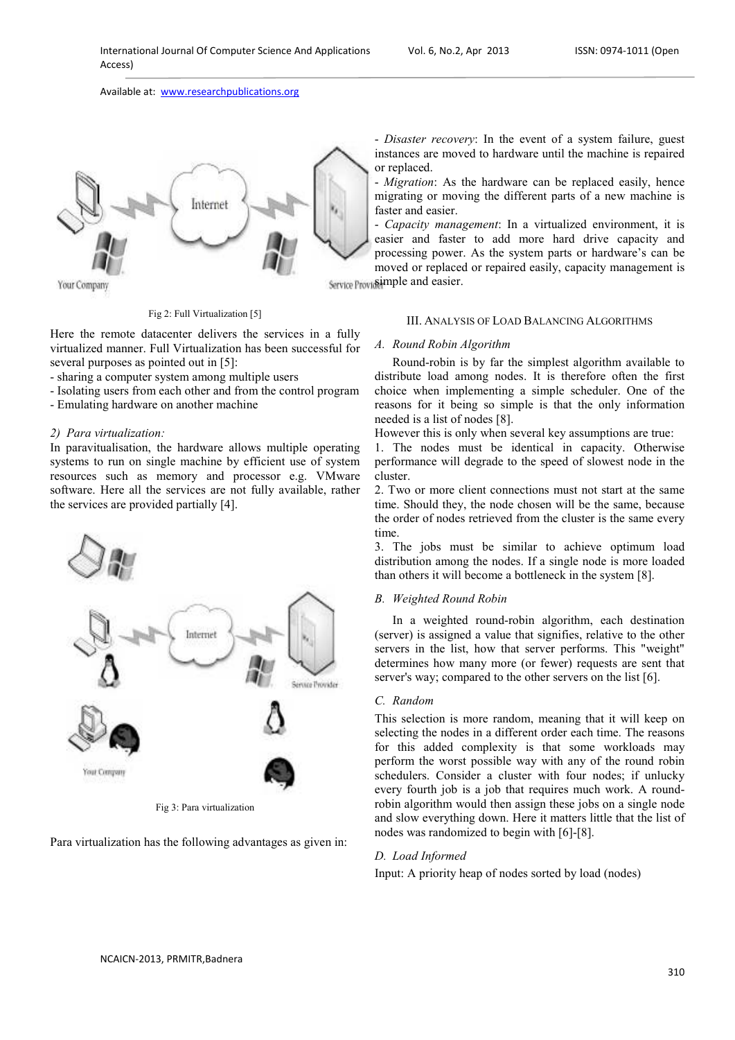Fig 2: Full Virtualization [5]

Here the remote datacenter delivers the services in a fully virtualized manner. Full Virtualization has been successful for several purposes as pointed out in [5]:

- sharing a computer system among multiple users
- Isolating users from each other and from the control program
- Emulating hardware on another machine

*2) Para virtualization:*

In paravitualisation, the hardware allows multiple operating systems to run on single machine by efficient use of system resources such as memory and processor e.g. VMware software. Here all the services are not fully available, rather the services are provided partially [4].

Fig 3: Para virtualization

Para virtualization has the following advantages as given in:

- *Disaster recovery*: In the event of a system failure, guest instances are moved to hardware until the machine is repaired or replaced.
- *Migration*: As the hardware can be replaced easily, hence migrating or moving the different parts of a new machine is faster and easier.
- *Capacity management*: In a virtualized environment, it is easier and faster to add more hard drive capacity and processing power. As the system parts or hardware's can be moved or replaced or repaired easily, capacity management is simple and easier.

## III. Analysis of Load Balancing Algorithms

### *A. Round Robin Algorithm*

Round-robin is by far the simplest algorithm available to distribute load among nodes. It is therefore often the first choice when implementing a simple scheduler. One of the reasons for it being so simple is that the only information needed is a list of nodes [8].

However this is only when several key assumptions are true:

1. The nodes must be identical in capacity. Otherwise performance will degrade to the speed of slowest node in the cluster.
2. Two or more client connections must not start at the same time. Should they, the node chosen will be the same, because the order of nodes retrieved from the cluster is the same every time.
3. The jobs must be similar to achieve optimum load distribution among the nodes. If a single node is more loaded than others it will become a bottleneck in the system [8].

### *B. Weighted Round Robin*

In a weighted round-robin algorithm, each destination (server) is assigned a value that signifies, relative to the other servers in the list, how that server performs. This "weight" determines how many more (or fewer) requests are sent that server's way; compared to the other servers on the list [6].

### *C. Random*

This selection is more random, meaning that it will keep on selecting the nodes in a different order each time. The reasons for this added complexity is that some workloads may perform the worst possible way with any of the round robin schedulers. Consider a cluster with four nodes; if unlucky every fourth job is a job that requires much work. A round-robin algorithm would then assign these jobs on a single node and slow everything down. Here it matters little that the list of nodes was randomized to begin with [6]-[8].

### *D. Load Informed*

Input: A priority heap of nodes sorted by load (nodes)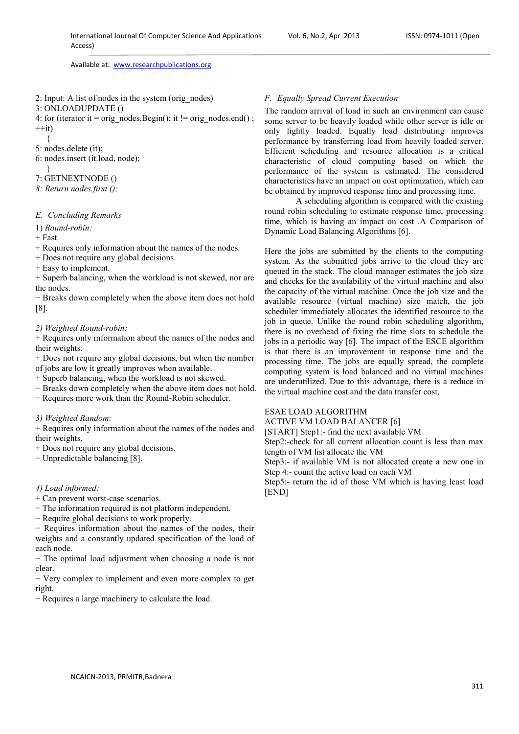2: Input: A list of nodes in the system (orig_nodes)
3: ONLOADUPDATE ()
4: for (iterator it = orig_nodes.Begin(); it != orig_nodes.end() ; ++it)

```
{
5: nodes.delete (it);
6: nodes.insert (it.load, node);
}
```

7: GETNEXTNODE ()
*8: Return nodes.first ();*

### E. Concluding Remarks

1) *Round-robin:*

+ Fast.
+ Requires only information about the names of the nodes.
+ Does not require any global decisions.
+ Easy to implement.
+ Superb balancing, when the workload is not skewed, nor are the nodes.
− Breaks down completely when the above item does not hold [8].

*2) Weighted Round-robin:*

+ Requires only information about the names of the nodes and their weights.
+ Does not require any global decisions, but when the number of jobs are low it greatly improves when available.
+ Superb balancing, when the workload is not skewed.
− Breaks down completely when the above item does not hold.
− Requires more work than the Round-Robin scheduler.

*3) Weighted Random:*

+ Requires only information about the names of the nodes and their weights.
+ Does not require any global decisions.
− Unpredictable balancing [8].

*4) Load informed:*

+ Can prevent worst-case scenarios.
− The information required is not platform independent.
− Require global decisions to work properly.
− Requires information about the names of the nodes, their weights and a constantly updated specification of the load of each node.
− The optimal load adjustment when choosing a node is not clear.
− Very complex to implement and even more complex to get right.
− Requires a large machinery to calculate the load.

### F. Equally Spread Current Execution

The random arrival of load in such an environment can cause some server to be heavily loaded while other server is idle or only lightly loaded. Equally load distributing improves performance by transferring load from heavily loaded server. Efficient scheduling and resource allocation is a critical characteristic of cloud computing based on which the performance of the system is estimated. The considered characteristics have an impact on cost optimization, which can be obtained by improved response time and processing time.

A scheduling algorithm is compared with the existing round robin scheduling to estimate response time, processing time, which is having an impact on cost .A Comparison of Dynamic Load Balancing Algorithms [6].

Here the jobs are submitted by the clients to the computing system. As the submitted jobs arrive to the cloud they are queued in the stack. The cloud manager estimates the job size and checks for the availability of the virtual machine and also the capacity of the virtual machine. Once the job size and the available resource (virtual machine) size match, the job scheduler immediately allocates the identified resource to the job in queue. Unlike the round robin scheduling algorithm, there is no overhead of fixing the time slots to schedule the jobs in a periodic way [6]. The impact of the ESCE algorithm is that there is an improvement in response time and the processing time. The jobs are equally spread, the complete computing system is load balanced and no virtual machines are underutilized. Due to this advantage, there is a reduce in the virtual machine cost and the data transfer cost.

ESAE LOAD ALGORITHM
ACTIVE VM LOAD BALANCER [6]
[START] Step1:- find the next available VM
Step2:-check for all current allocation count is less than max length of VM list allocate the VM
Step3:- if available VM is not allocated create a new one in
Step 4:- count the active load on each VM
Step5:- return the id of those VM which is having least load
[END]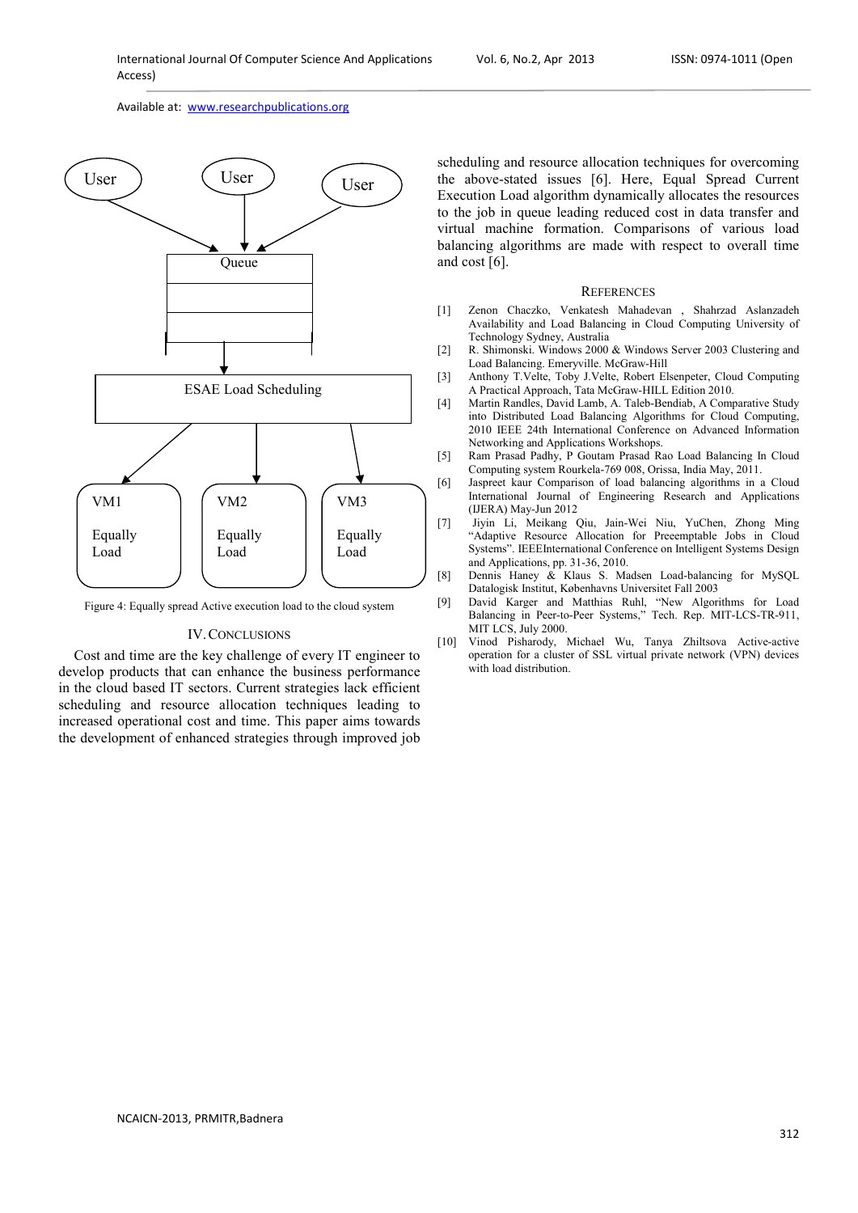User

User

User

Queue

ESAE Load Scheduling

VM1

Equally Load

VM2

Equally Load

VM3

Equally Load

Figure 4: Equally spread Active execution load to the cloud system

## IV. CONCLUSIONS

Cost and time are the key challenge of every IT engineer to develop products that can enhance the business performance in the cloud based IT sectors. Current strategies lack efficient scheduling and resource allocation techniques leading to increased operational cost and time. This paper aims towards the development of enhanced strategies through improved job scheduling and resource allocation techniques for overcoming the above-stated issues [6]. Here, Equal Spread Current Execution Load algorithm dynamically allocates the resources to the job in queue leading reduced cost in data transfer and virtual machine formation. Comparisons of various load balancing algorithms are made with respect to overall time and cost [6].

## REFERENCES

[1] Zenon Chaczko, Venkatesh Mahadevan , Shahrzad Aslanzadeh Availability and Load Balancing in Cloud Computing University of Technology Sydney, Australia

[2] R. Shimonski. Windows 2000 & Windows Server 2003 Clustering and Load Balancing. Emeryville. McGraw-Hill

[3] Anthony T.Velte, Toby J.Velte, Robert Elsenpeter, Cloud Computing A Practical Approach, Tata McGraw-HILL Edition 2010.

[4] Martin Randles, David Lamb, A. Taleb-Bendiab, A Comparative Study into Distributed Load Balancing Algorithms for Cloud Computing, 2010 IEEE 24th International Conference on Advanced Information Networking and Applications Workshops.

[5] Ram Prasad Padhy, P Goutam Prasad Rao Load Balancing In Cloud Computing system Rourkela-769 008, Orissa, India May, 2011.

[6] Jaspreet kaur Comparison of load balancing algorithms in a Cloud International Journal of Engineering Research and Applications (IJERA) May-Jun 2012

[7] Jiyin Li, Meikang Qiu, Jain-Wei Niu, YuChen, Zhong Ming "Adaptive Resource Allocation for Preeemptable Jobs in Cloud Systems". IEEEInternational Conference on Intelligent Systems Design and Applications, pp. 31-36, 2010.

[8] Dennis Haney & Klaus S. Madsen Load-balancing for MySQL Datalogisk Institut, Københavns Universitet Fall 2003

[9] David Karger and Matthias Ruhl, "New Algorithms for Load Balancing in Peer-to-Peer Systems," Tech. Rep. MIT-LCS-TR-911, MIT LCS, July 2000.

[10] Vinod Pisharody, Michael Wu, Tanya Zhiltsova Active-active operation for a cluster of SSL virtual private network (VPN) devices with load distribution.